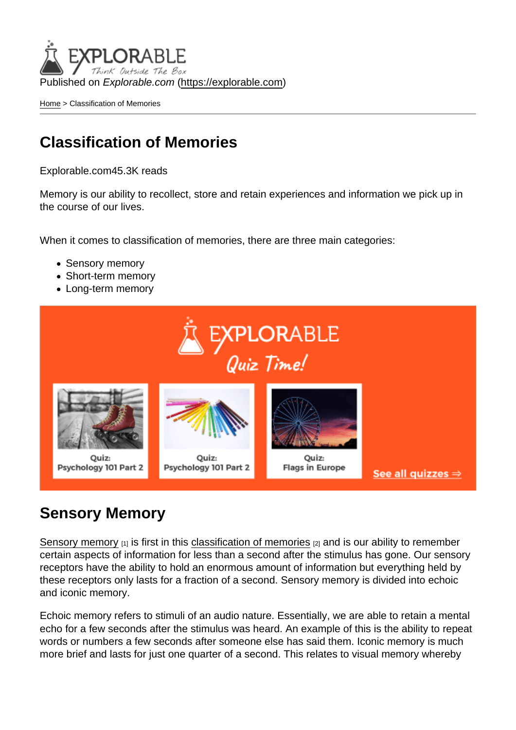Published on *Explorable.com* (https://explorable.com)

Home > Classification of Memories

# Classification of Memories

Explorable.com45.3K reads

Memory is our ability to recollect, store and retain experiences and information we pick up in the course of our lives.

When it comes to classification of memories, there are three main categories:

- Sensory memory
- Short-term memory
- Long-term memory

## Sensory Memory

Sensory memory [1] is first in this classification of memories [2] and is our ability to remember certain aspects of information for less than a second after the stimulus has gone. Our sensory receptors have the ability to hold an enormous amount of information but everything held by these receptors only lasts for a fraction of a second. Sensory memory is divided into echoic and iconic memory.

Echoic memory refers to stimuli of an audio nature. Essentially, we are able to retain a mental echo for a few seconds after the stimulus was heard. An example of this is the ability to repeat words or numbers a few seconds after someone else has said them. Iconic memory is much more brief and lasts for just one quarter of a second. This relates to visual memory whereby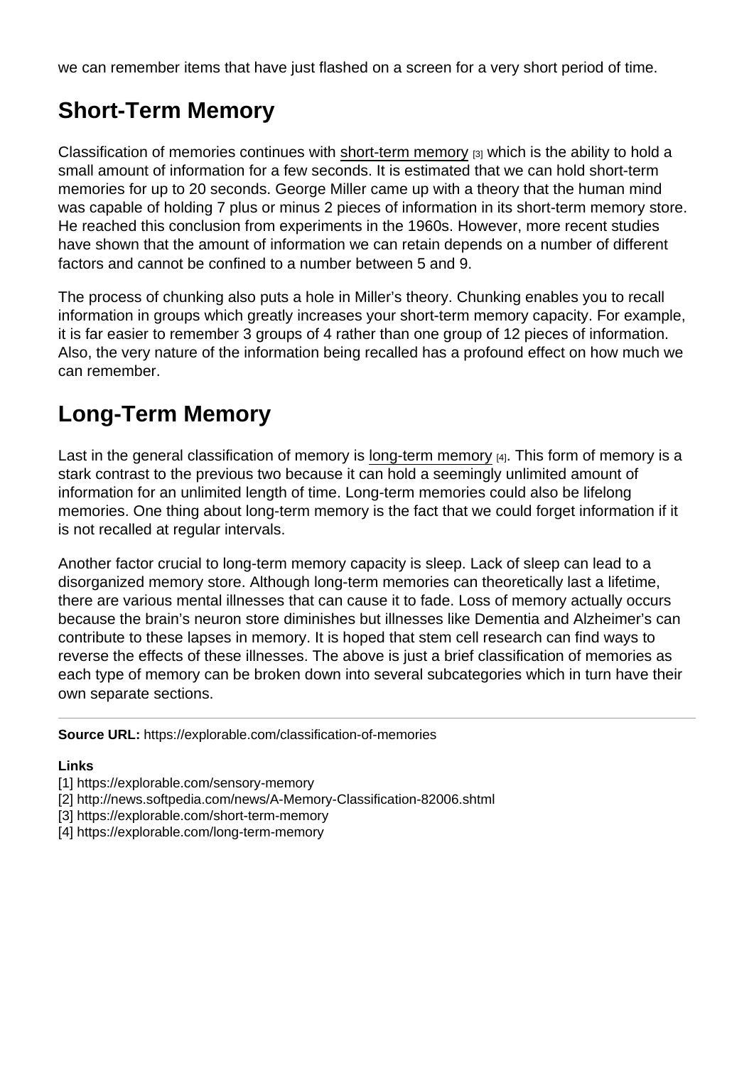we can remember items that have just flashed on a screen for a very short period of time.

## Short-Term Memory

Classification of memories continues with short-term memory [3] which is the ability to hold a small amount of information for a few seconds. It is estimated that we can hold short-term memories for up to 20 seconds. George Miller came up with a theory that the human mind was capable of holding 7 plus or minus 2 pieces of information in its short-term memory store. He reached this conclusion from experiments in the 1960s. However, more recent studies have shown that the amount of information we can retain depends on a number of different factors and cannot be confined to a number between 5 and 9.

The process of chunking also puts a hole in Miller's theory. Chunking enables you to recall information in groups which greatly increases your short-term memory capacity. For example, it is far easier to remember 3 groups of 4 rather than one group of 12 pieces of information. Also, the very nature of the information being recalled has a profound effect on how much we can remember.

## Long-Term Memory

Last in the general classification of memory is long-term memory [4]. This form of memory is a stark contrast to the previous two because it can hold a seemingly unlimited amount of information for an unlimited length of time. Long-term memories could also be lifelong memories. One thing about long-term memory is the fact that we could forget information if it is not recalled at regular intervals.

Another factor crucial to long-term memory capacity is sleep. Lack of sleep can lead to a disorganized memory store. Although long-term memories can theoretically last a lifetime, there are various mental illnesses that can cause it to fade. Loss of memory actually occurs because the brain's neuron store diminishes but illnesses like Dementia and Alzheimer's can contribute to these lapses in memory. It is hoped that stem cell research can find ways to reverse the effects of these illnesses. The above is just a brief classification of memories as each type of memory can be broken down into several subcategories which in turn have their own separate sections.

---

**Source URL:** https://explorable.com/classification-of-memories

**Links**
[1] https://explorable.com/sensory-memory
[2] http://news.softpedia.com/news/A-Memory-Classification-82006.shtml
[3] https://explorable.com/short-term-memory
[4] https://explorable.com/long-term-memory